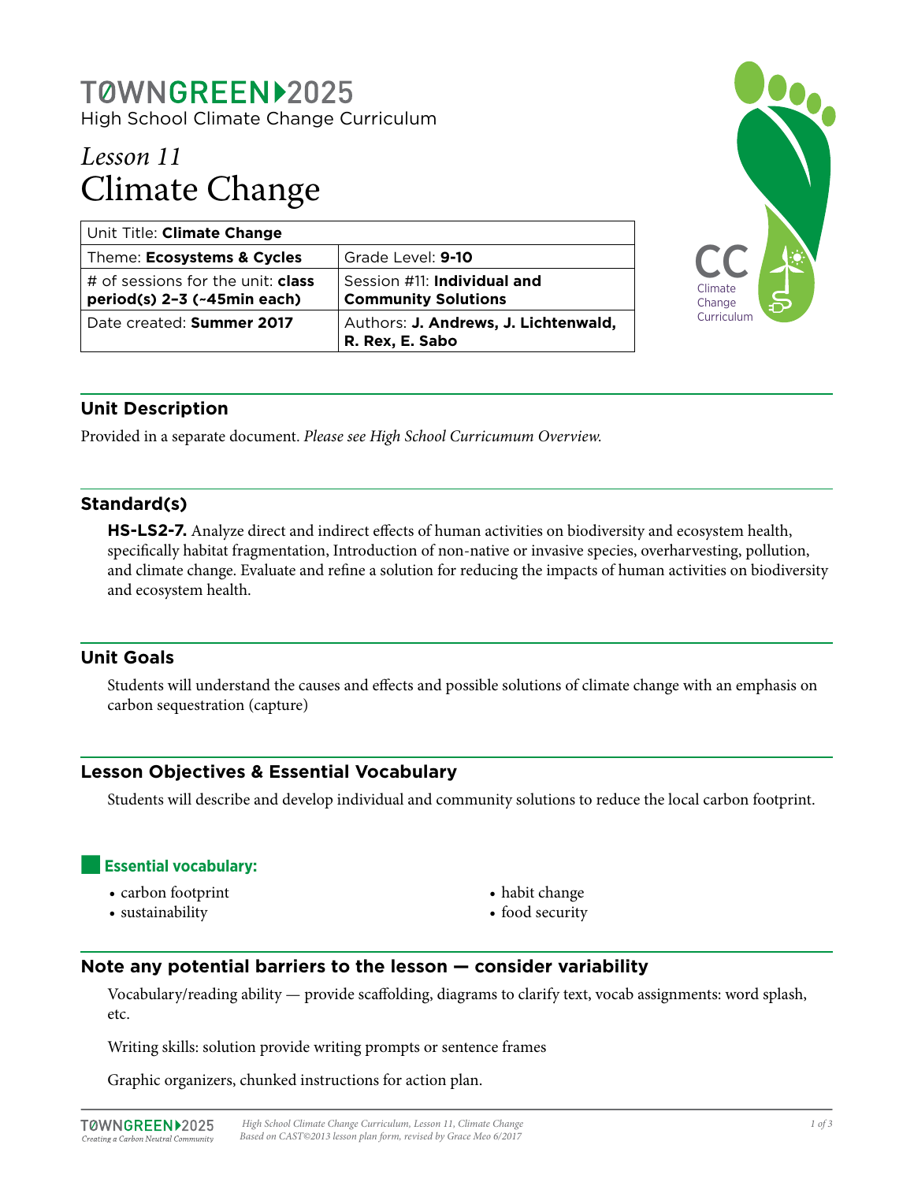# TØWNGREEN 2025

High School Climate Change Curriculum

## *Lesson 11*
## Climate Change

| Unit Title: **Climate Change** | |
|---|---|
| Theme: **Ecosystems & Cycles** | Grade Level: **9-10** |
| # of sessions for the unit: **class period(s) 2–3 (~45min each)** | Session #11: **Individual and Community Solutions** |
| Date created: **Summer 2017** | Authors: **J. Andrews, J. Lichtenwald, R. Rex, E. Sabo** |

## Unit Description

Provided in a separate document. *Please see High School Curricumum Overview.*

## Standard(s)

**HS-LS2-7.** Analyze direct and indirect effects of human activities on biodiversity and ecosystem health, specifically habitat fragmentation, Introduction of non-native or invasive species, overharvesting, pollution, and climate change. Evaluate and refine a solution for reducing the impacts of human activities on biodiversity and ecosystem health.

## Unit Goals

Students will understand the causes and effects and possible solutions of climate change with an emphasis on carbon sequestration (capture)

## Lesson Objectives & Essential Vocabulary

Students will describe and develop individual and community solutions to reduce the local carbon footprint.

### Essential vocabulary:

- carbon footprint
- sustainability
- habit change
- food security

## Note any potential barriers to the lesson — consider variability

Vocabulary/reading ability — provide scaffolding, diagrams to clarify text, vocab assignments: word splash, etc.

Writing skills: solution provide writing prompts or sentence frames

Graphic organizers, chunked instructions for action plan.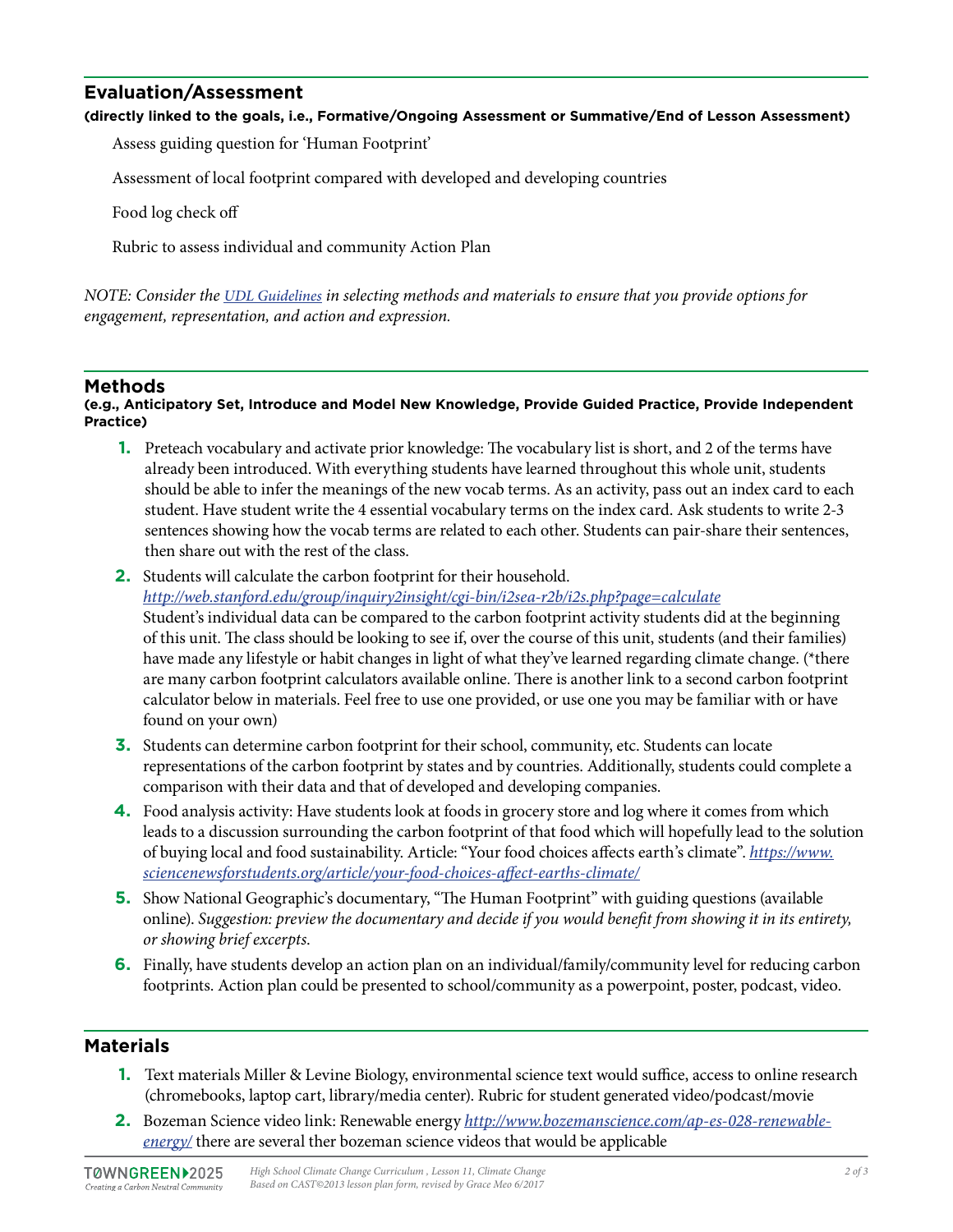## Evaluation/Assessment

**(directly linked to the goals, i.e., Formative/Ongoing Assessment or Summative/End of Lesson Assessment)**

Assess guiding question for 'Human Footprint'

Assessment of local footprint compared with developed and developing countries

Food log check off

Rubric to assess individual and community Action Plan

*NOTE: Consider the UDL Guidelines in selecting methods and materials to ensure that you provide options for engagement, representation, and action and expression.*

## Methods

**(e.g., Anticipatory Set, Introduce and Model New Knowledge, Provide Guided Practice, Provide Independent Practice)**

1. Preteach vocabulary and activate prior knowledge: The vocabulary list is short, and 2 of the terms have already been introduced. With everything students have learned throughout this whole unit, students should be able to infer the meanings of the new vocab terms. As an activity, pass out an index card to each student. Have student write the 4 essential vocabulary terms on the index card. Ask students to write 2-3 sentences showing how the vocab terms are related to each other. Students can pair-share their sentences, then share out with the rest of the class.
2. Students will calculate the carbon footprint for their household. *http://web.stanford.edu/group/inquiry2insight/cgi-bin/i2sea-r2b/i2s.php?page=calculate* Student's individual data can be compared to the carbon footprint activity students did at the beginning of this unit. The class should be looking to see if, over the course of this unit, students (and their families) have made any lifestyle or habit changes in light of what they've learned regarding climate change. (*there are many carbon footprint calculators available online. There is another link to a second carbon footprint calculator below in materials. Feel free to use one provided, or use one you may be familiar with or have found on your own)
3. Students can determine carbon footprint for their school, community, etc. Students can locate representations of the carbon footprint by states and by countries. Additionally, students could complete a comparison with their data and that of developed and developing companies.
4. Food analysis activity: Have students look at foods in grocery store and log where it comes from which leads to a discussion surrounding the carbon footprint of that food which will hopefully lead to the solution of buying local and food sustainability. Article: "Your food choices affects earth's climate". *https://www.sciencenewsforstudents.org/article/your-food-choices-affect-earths-climate/*
5. Show National Geographic's documentary, "The Human Footprint" with guiding questions (available online). *Suggestion: preview the documentary and decide if you would benefit from showing it in its entirety, or showing brief excerpts.*
6. Finally, have students develop an action plan on an individual/family/community level for reducing carbon footprints. Action plan could be presented to school/community as a powerpoint, poster, podcast, video.

## Materials

1. Text materials Miller & Levine Biology, environmental science text would suffice, access to online research (chromebooks, laptop cart, library/media center). Rubric for student generated video/podcast/movie
2. Bozeman Science video link: Renewable energy *http://www.bozemanscience.com/ap-es-028-renewable-energy/* there are several ther bozeman science videos that would be applicable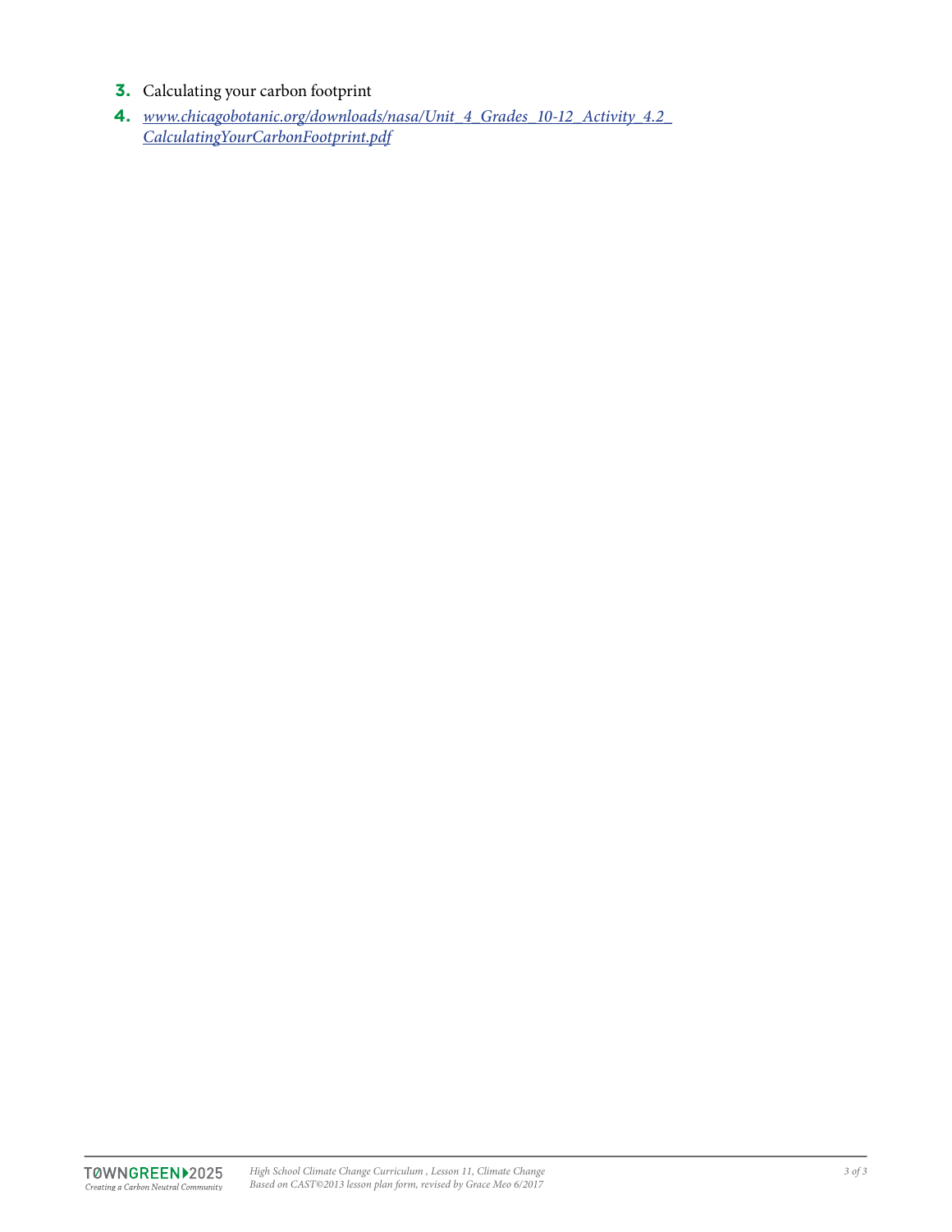3. Calculating your carbon footprint
4. *www.chicagobotanic.org/downloads/nasa/Unit_4_Grades_10-12_Activity_4.2_CalculatingYourCarbonFootprint.pdf*